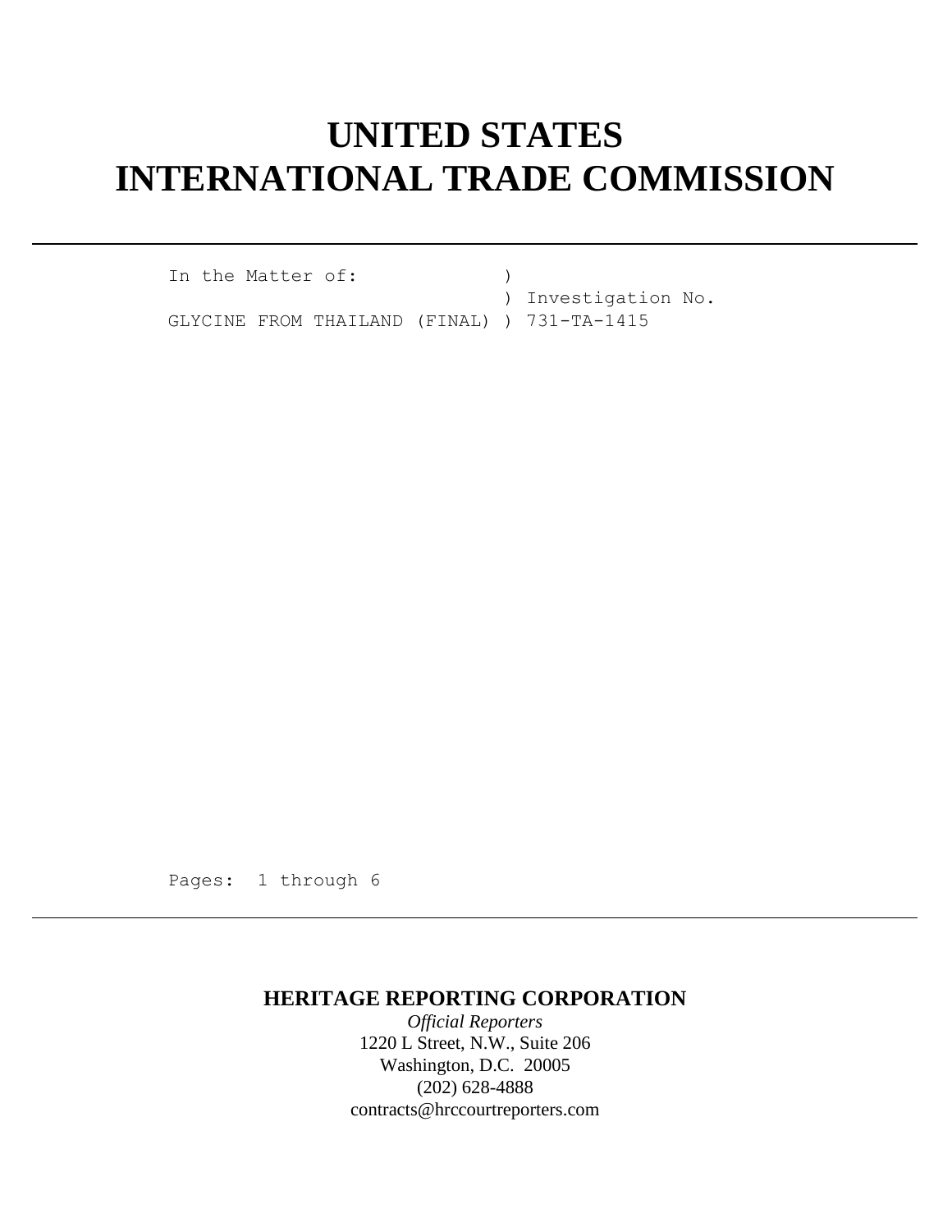# UNITED STATES
# INTERNATIONAL TRADE COMMISSION

```
In the Matter of:              )
                               ) Investigation No.
GLYCINE FROM THAILAND (FINAL)  ) 731-TA-1415
```

Pages: 1 through 6

**HERITAGE REPORTING CORPORATION**

*Official Reporters*

1220 L Street, N.W., Suite 206

Washington, D.C. 20005

(202) 628-4888

contracts@hrccourtreporters.com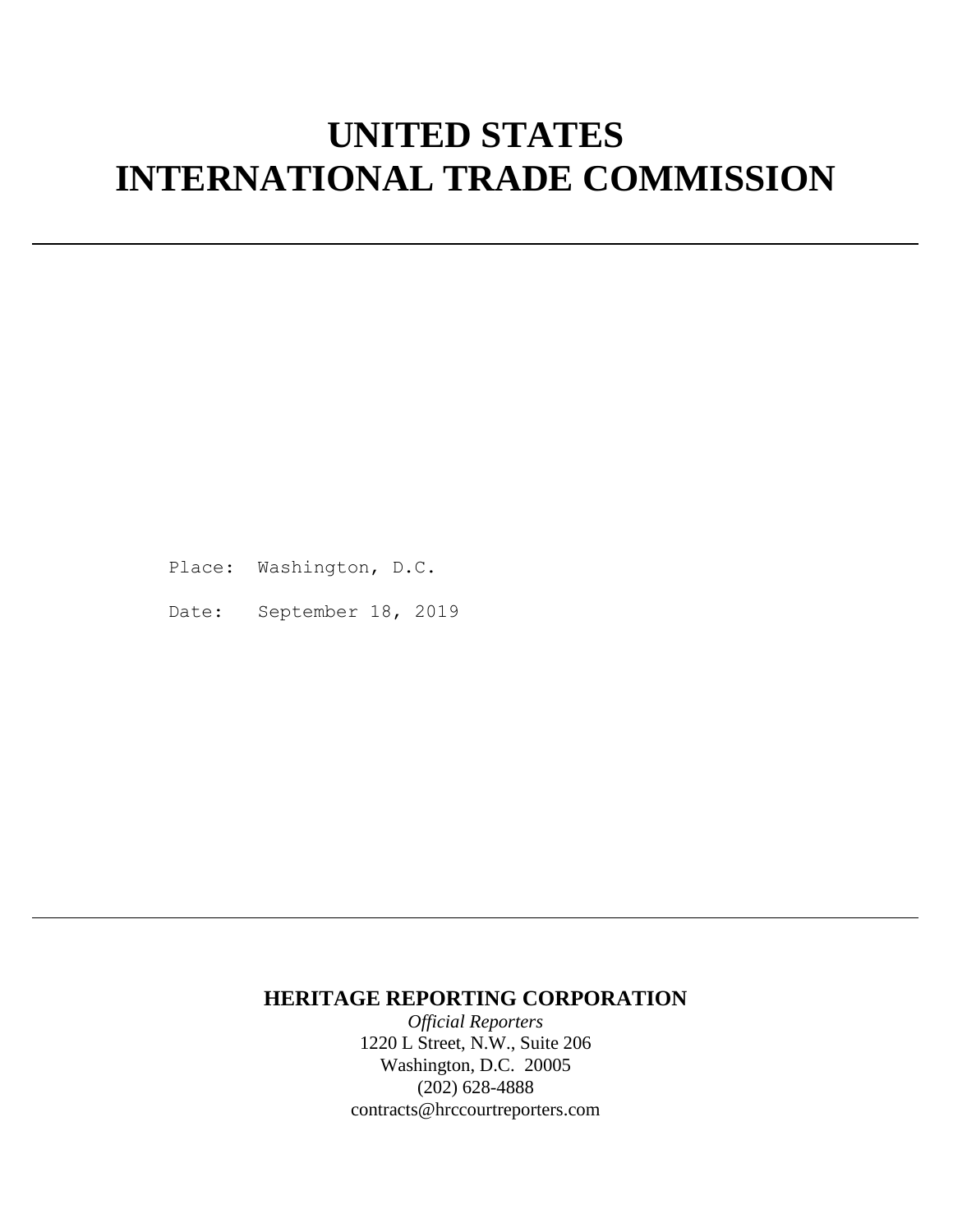# UNITED STATES
# INTERNATIONAL TRADE COMMISSION

---

Place: Washington, D.C.

Date: September 18, 2019

---

**HERITAGE REPORTING CORPORATION**

*Official Reporters*

1220 L Street, N.W., Suite 206

Washington, D.C. 20005

(202) 628-4888

contracts@hrccourtreporters.com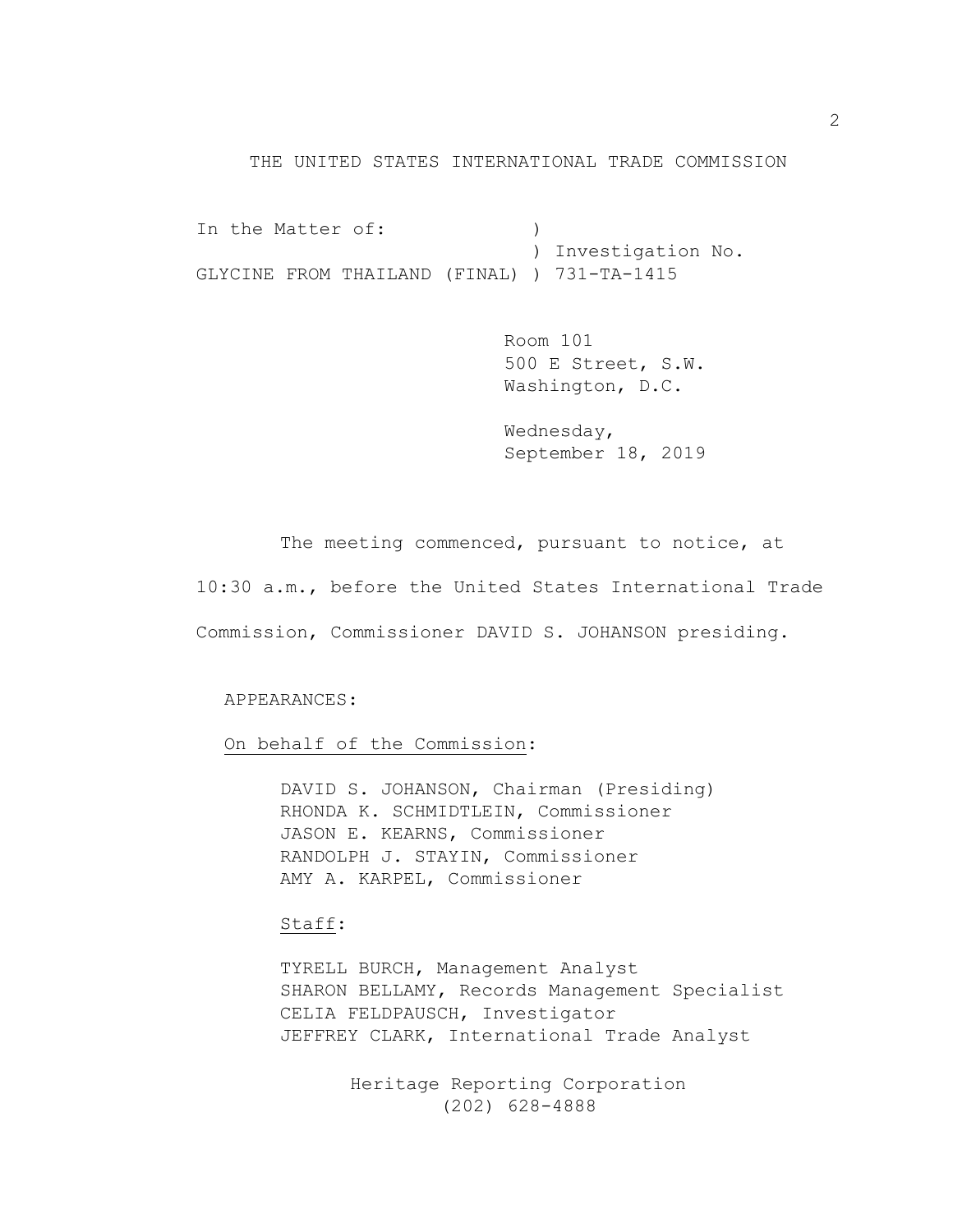THE UNITED STATES INTERNATIONAL TRADE COMMISSION

In the Matter of: )
) Investigation No.
GLYCINE FROM THAILAND (FINAL) ) 731-TA-1415

Room 101
500 E Street, S.W.
Washington, D.C.

Wednesday,
September 18, 2019

The meeting commenced, pursuant to notice, at 10:30 a.m., before the United States International Trade Commission, Commissioner DAVID S. JOHANSON presiding.

APPEARANCES:

On behalf of the Commission:

DAVID S. JOHANSON, Chairman (Presiding)
RHONDA K. SCHMIDTLEIN, Commissioner
JASON E. KEARNS, Commissioner
RANDOLPH J. STAYIN, Commissioner
AMY A. KARPEL, Commissioner

Staff:

TYRELL BURCH, Management Analyst
SHARON BELLAMY, Records Management Specialist
CELIA FELDPAUSCH, Investigator
JEFFREY CLARK, International Trade Analyst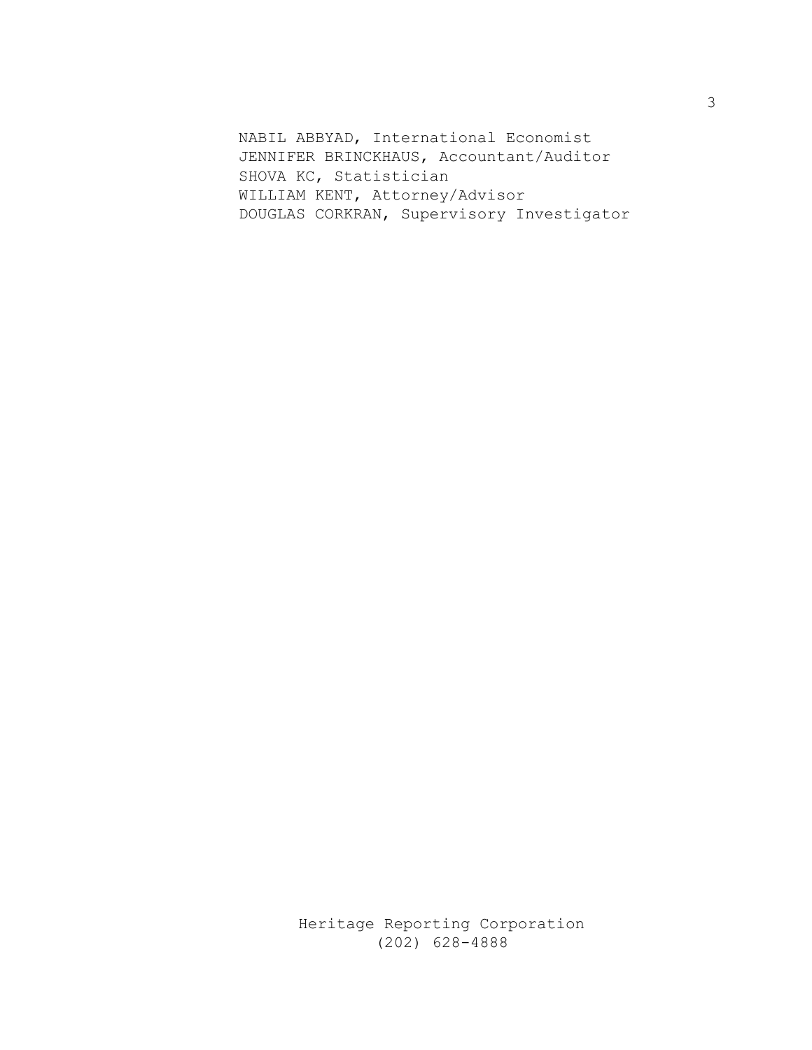NABIL ABBYAD, International Economist
JENNIFER BRINCKHAUS, Accountant/Auditor
SHOVA KC, Statistician
WILLIAM KENT, Attorney/Advisor
DOUGLAS CORKRAN, Supervisory Investigator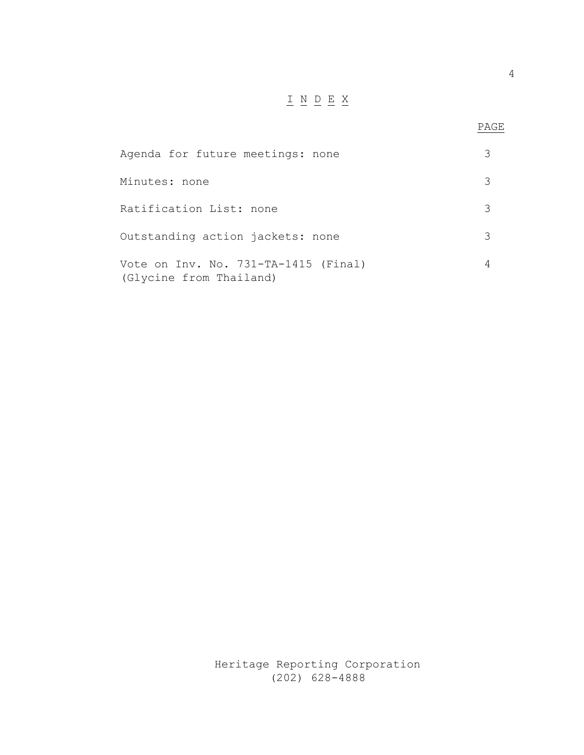# I N D E X

| | PAGE |
|---|---|
| Agenda for future meetings: none | 3 |
| Minutes: none | 3 |
| Ratification List: none | 3 |
| Outstanding action jackets: none | 3 |
| Vote on Inv. No. 731-TA-1415 (Final) (Glycine from Thailand) | 4 |

Heritage Reporting Corporation
(202) 628-4888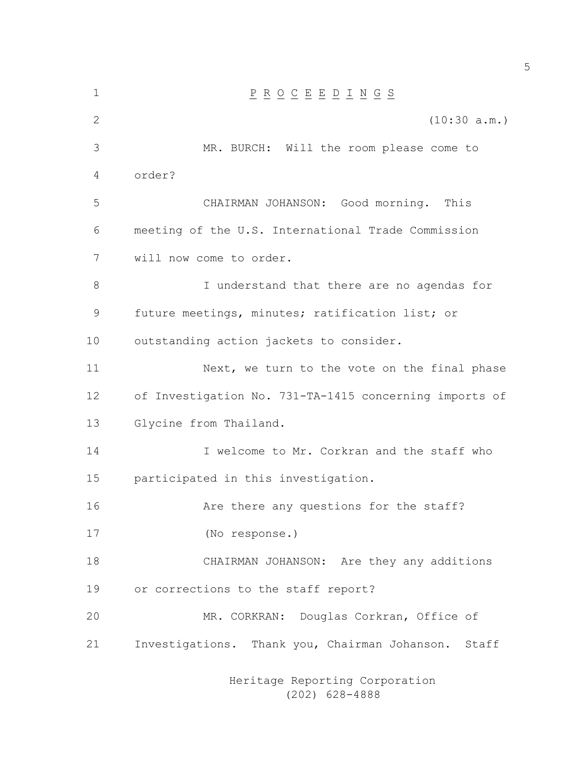P R O C E E D I N G S

(10:30 a.m.)

MR. BURCH: Will the room please come to order?

CHAIRMAN JOHANSON: Good morning. This meeting of the U.S. International Trade Commission will now come to order.

I understand that there are no agendas for future meetings, minutes; ratification list; or outstanding action jackets to consider.

Next, we turn to the vote on the final phase of Investigation No. 731-TA-1415 concerning imports of Glycine from Thailand.

I welcome to Mr. Corkran and the staff who participated in this investigation.

Are there any questions for the staff?

(No response.)

CHAIRMAN JOHANSON: Are they any additions or corrections to the staff report?

MR. CORKRAN: Douglas Corkran, Office of Investigations. Thank you, Chairman Johanson. Staff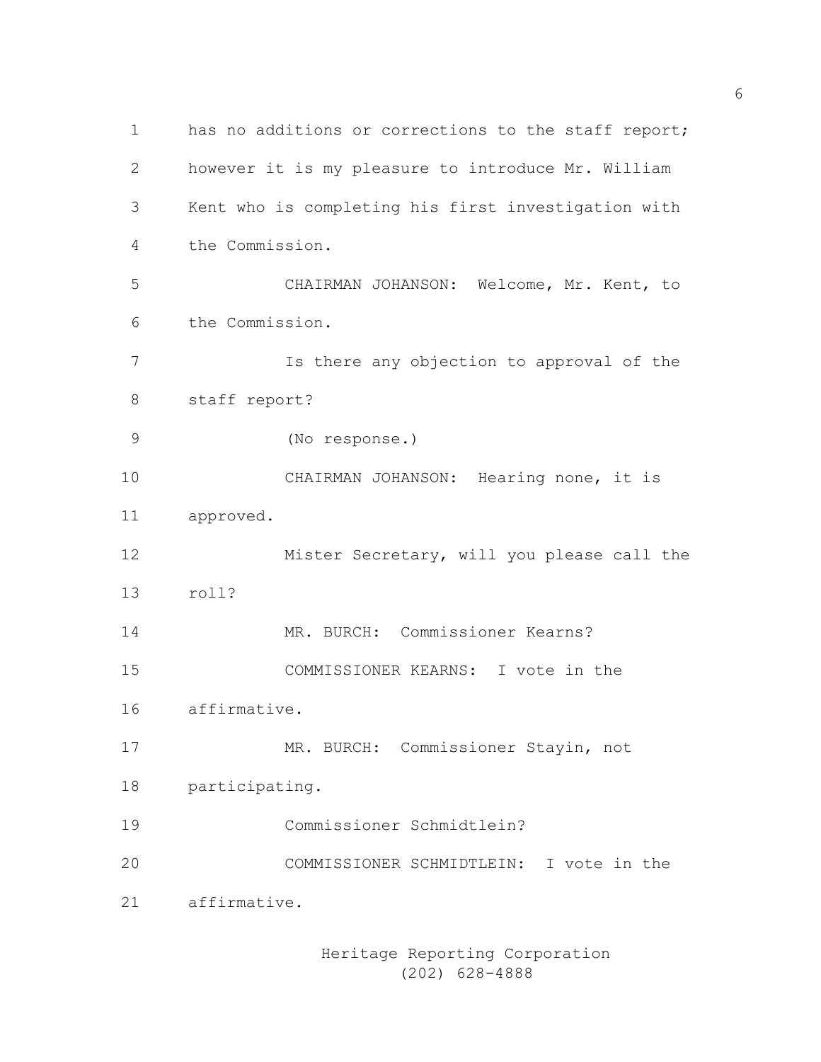1 has no additions or corrections to the staff report;
2 however it is my pleasure to introduce Mr. William
3 Kent who is completing his first investigation with
4 the Commission.
5 CHAIRMAN JOHANSON: Welcome, Mr. Kent, to
6 the Commission.
7 Is there any objection to approval of the
8 staff report?
9 (No response.)
10 CHAIRMAN JOHANSON: Hearing none, it is
11 approved.
12 Mister Secretary, will you please call the
13 roll?
14 MR. BURCH: Commissioner Kearns?
15 COMMISSIONER KEARNS: I vote in the
16 affirmative.
17 MR. BURCH: Commissioner Stayin, not
18 participating.
19 Commissioner Schmidtlein?
20 COMMISSIONER SCHMIDTLEIN: I vote in the
21 affirmative.

Heritage Reporting Corporation
(202) 628-4888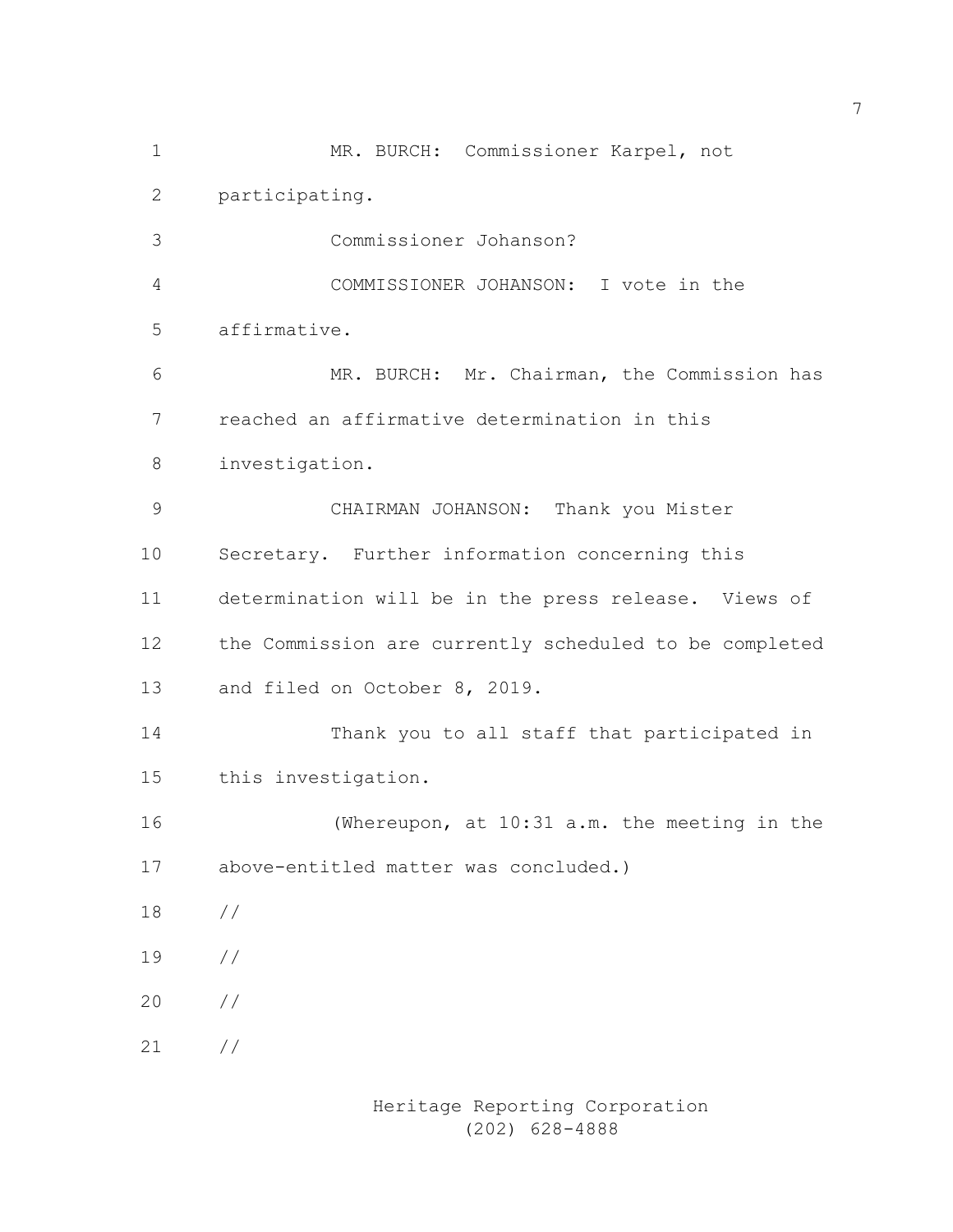MR. BURCH: Commissioner Karpel, not participating.

Commissioner Johanson?

COMMISSIONER JOHANSON: I vote in the affirmative.

MR. BURCH: Mr. Chairman, the Commission has reached an affirmative determination in this investigation.

CHAIRMAN JOHANSON: Thank you Mister Secretary. Further information concerning this determination will be in the press release. Views of the Commission are currently scheduled to be completed and filed on October 8, 2019.

Thank you to all staff that participated in this investigation.

(Whereupon, at 10:31 a.m. the meeting in the above-entitled matter was concluded.)

//

//

//

//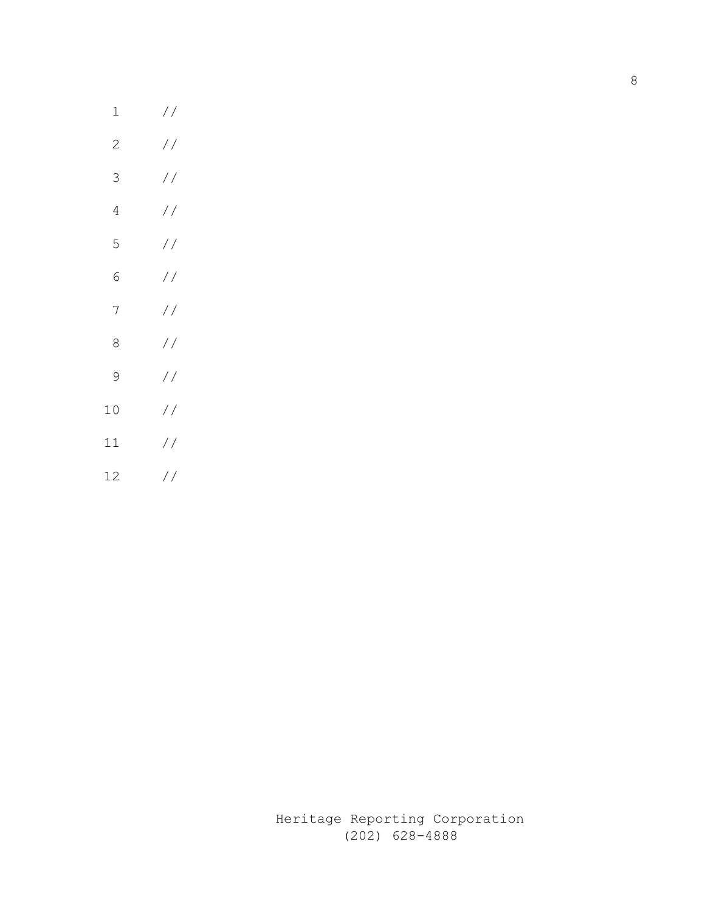1 //

2 //

3 //

4 //

5 //

6 //

7 //

8 //

9 //

10 //

11 //

12 //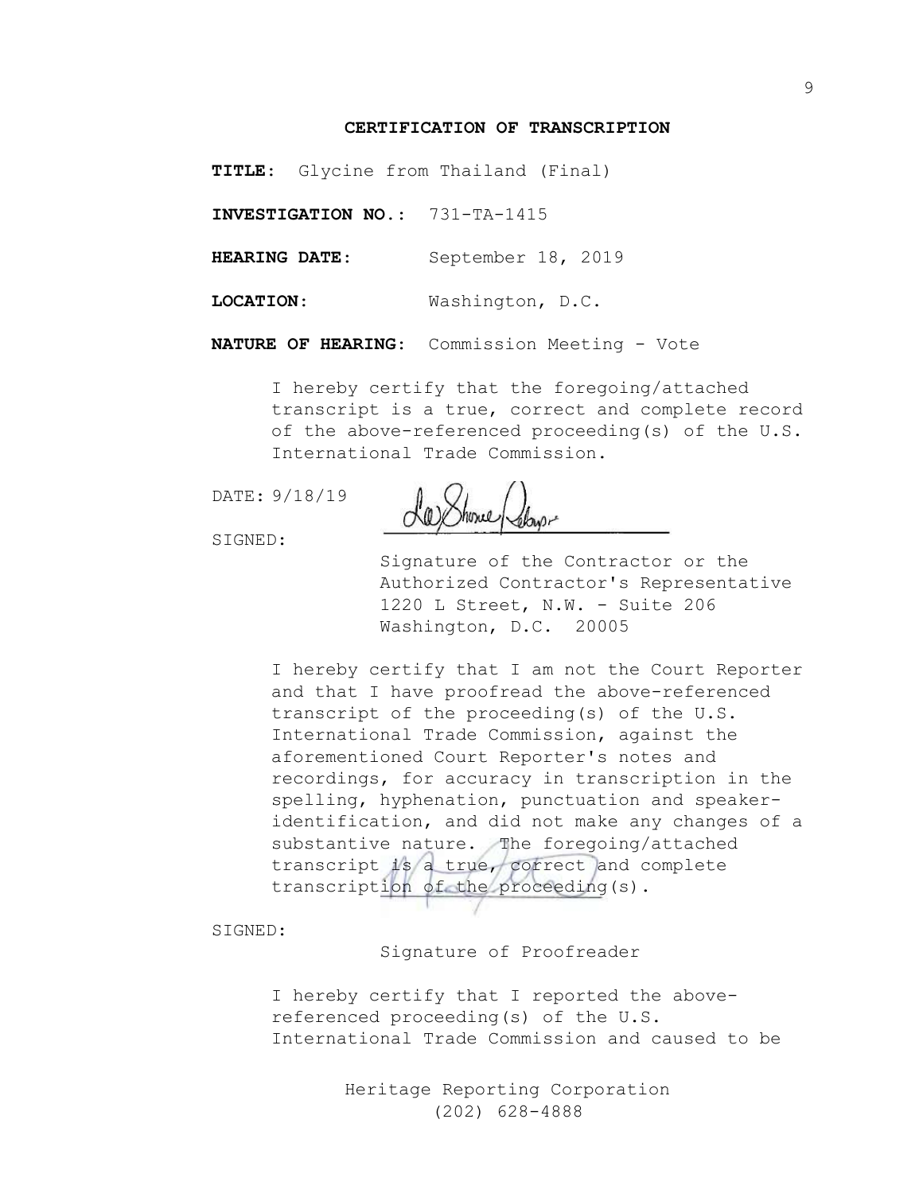## CERTIFICATION OF TRANSCRIPTION

**TITLE**: Glycine from Thailand (Final)

**INVESTIGATION NO.**: 731-TA-1415

**HEARING DATE:** September 18, 2019

**LOCATION:** Washington, D.C.

**NATURE OF HEARING:** Commission Meeting - Vote

I hereby certify that the foregoing/attached transcript is a true, correct and complete record of the above-referenced proceeding(s) of the U.S. International Trade Commission.

DATE: 9/18/19

SIGNED:

Signature of the Contractor or the Authorized Contractor's Representative
1220 L Street, N.W. - Suite 206
Washington, D.C. 20005

I hereby certify that I am not the Court Reporter and that I have proofread the above-referenced transcript of the proceeding(s) of the U.S. International Trade Commission, against the aforementioned Court Reporter's notes and recordings, for accuracy in transcription in the spelling, hyphenation, punctuation and speaker-identification, and did not make any changes of a substantive nature. The foregoing/attached transcript is a true, correct and complete transcription of the proceeding(s).

SIGNED:

Signature of Proofreader

I hereby certify that I reported the above-referenced proceeding(s) of the U.S. International Trade Commission and caused to be

Heritage Reporting Corporation
(202) 628-4888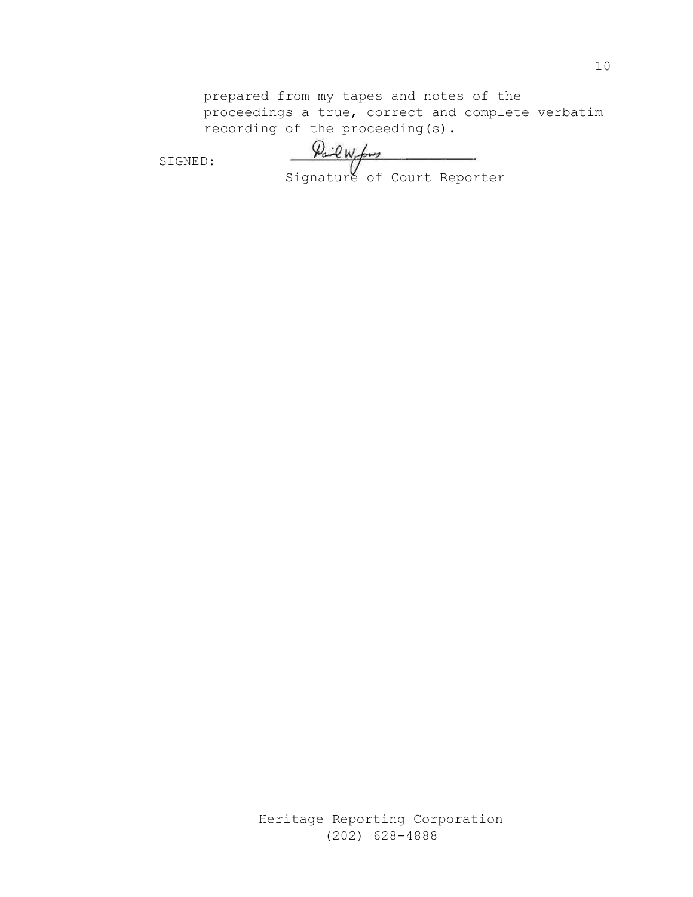prepared from my tapes and notes of the proceedings a true, correct and complete verbatim recording of the proceeding(s).

SIGNED: David W. Jones

Signature of Court Reporter

Heritage Reporting Corporation
(202) 628-4888